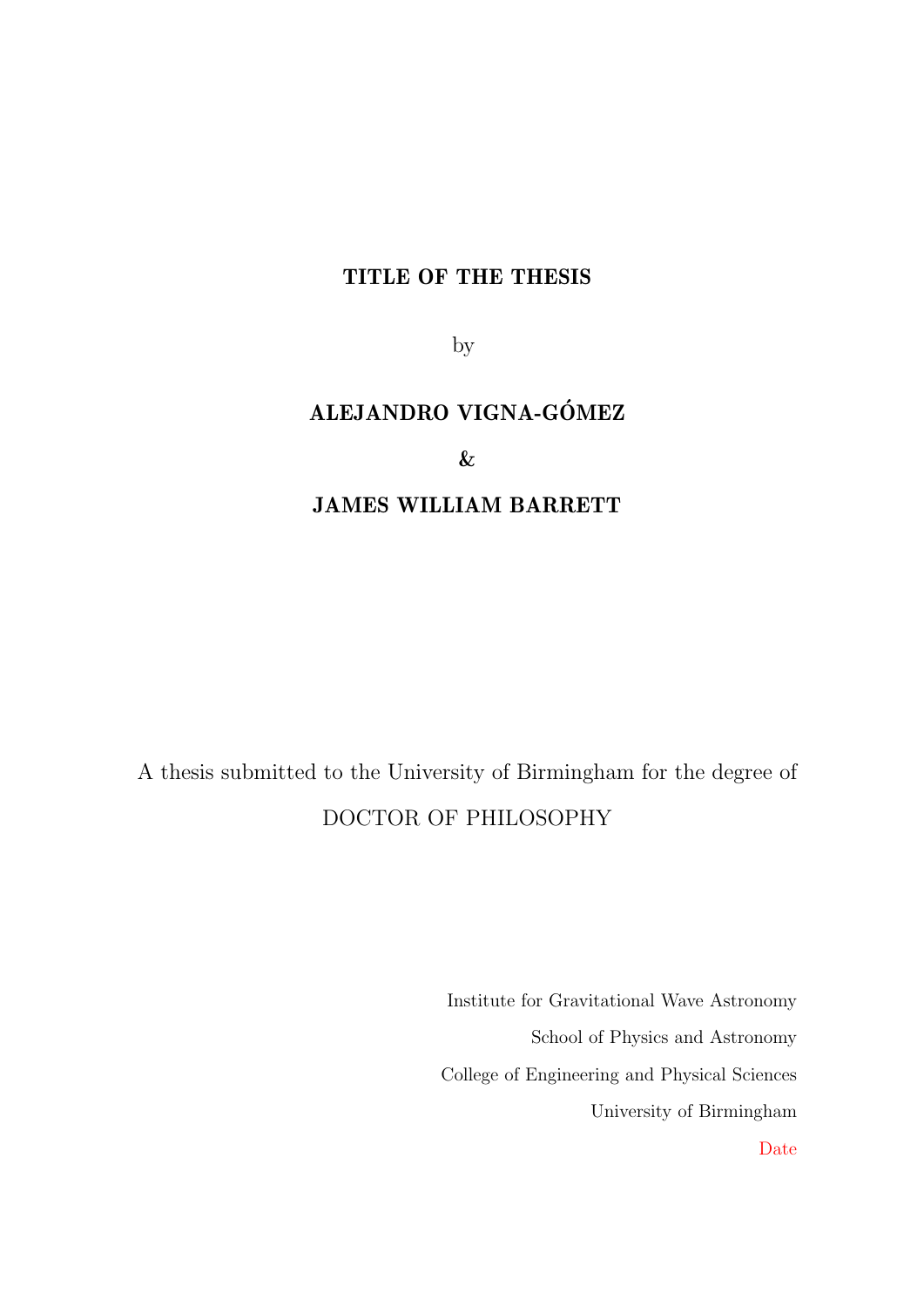**TITLE OF THE THESIS**

by

**ALEJANDRO VIGNA-GÓMEZ**

**&**

**JAMES WILLIAM BARRETT**

A thesis submitted to the University of Birmingham for the degree of

DOCTOR OF PHILOSOPHY

Institute for Gravitational Wave Astronomy

School of Physics and Astronomy

College of Engineering and Physical Sciences

University of Birmingham

Date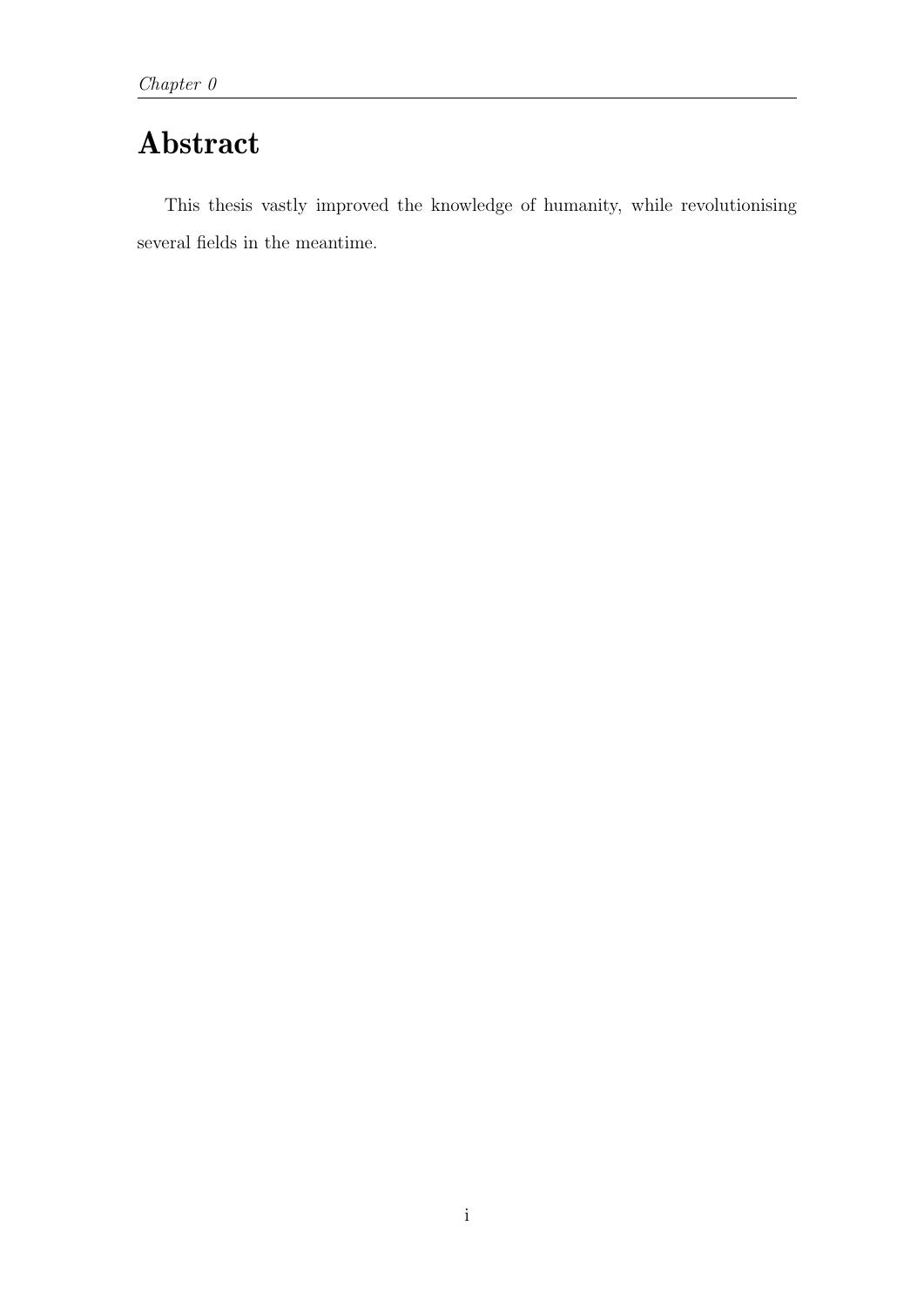# Abstract

This thesis vastly improved the knowledge of humanity, while revolutionising several fields in the meantime.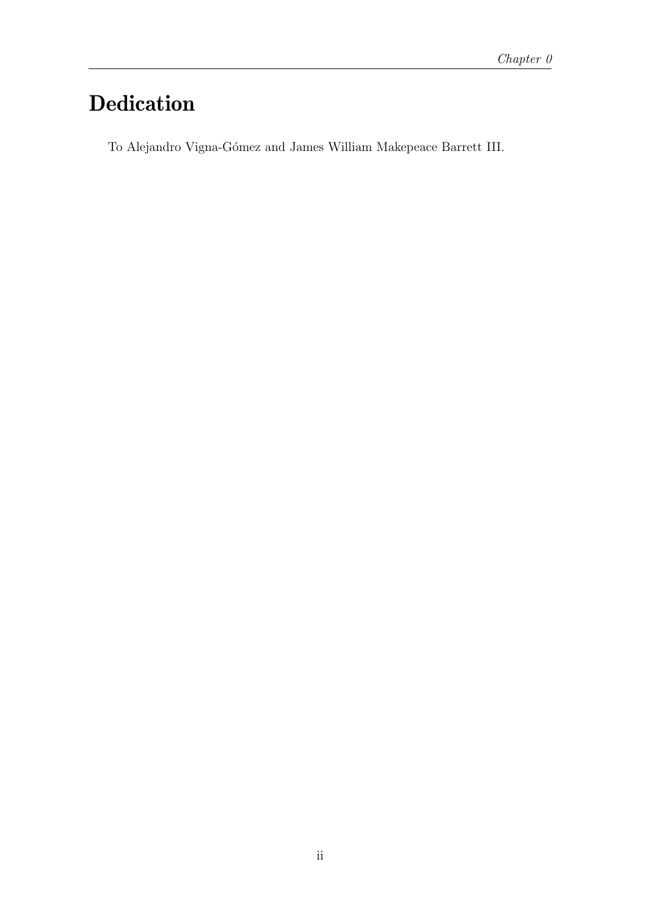# Dedication

To Alejandro Vigna-Gómez and James William Makepeace Barrett III.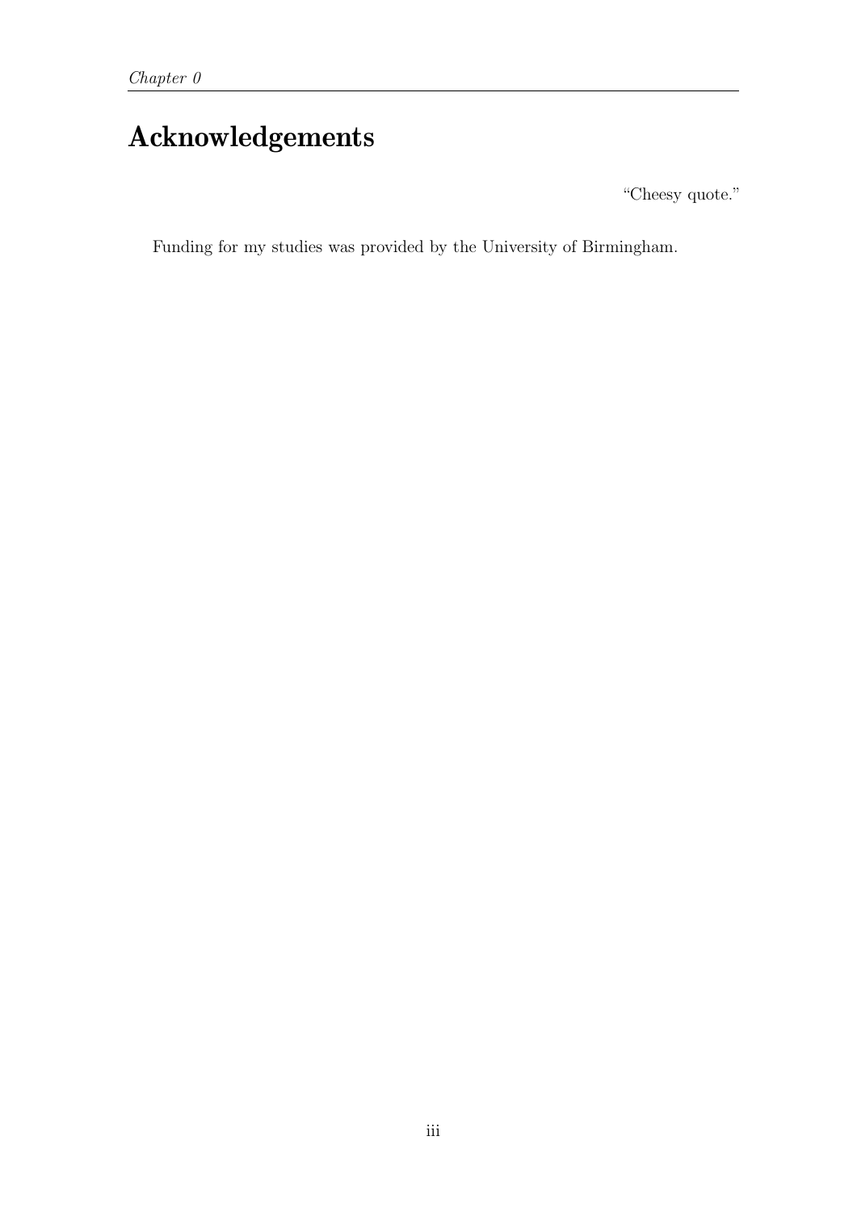# Acknowledgements

"Cheesy quote."

Funding for my studies was provided by the University of Birmingham.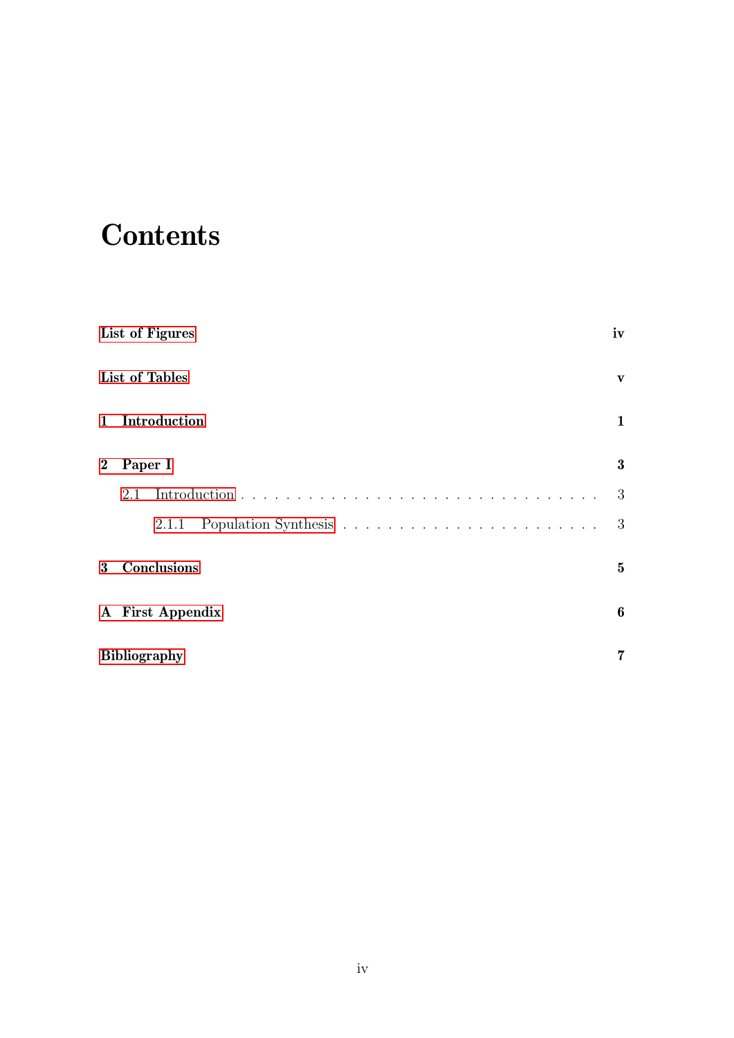# Contents

**List of Figures** **iv**

**List of Tables** **v**

**1 Introduction** **1**

**2 Paper I** **3**

2.1 Introduction . . . . . . . . . . . . . . . . . . . . . . . . . . . . . . . 3

2.1.1 Population Synthesis . . . . . . . . . . . . . . . . . . . . . . . 3

**3 Conclusions** **5**

**A First Appendix** **6**

**Bibliography** **7**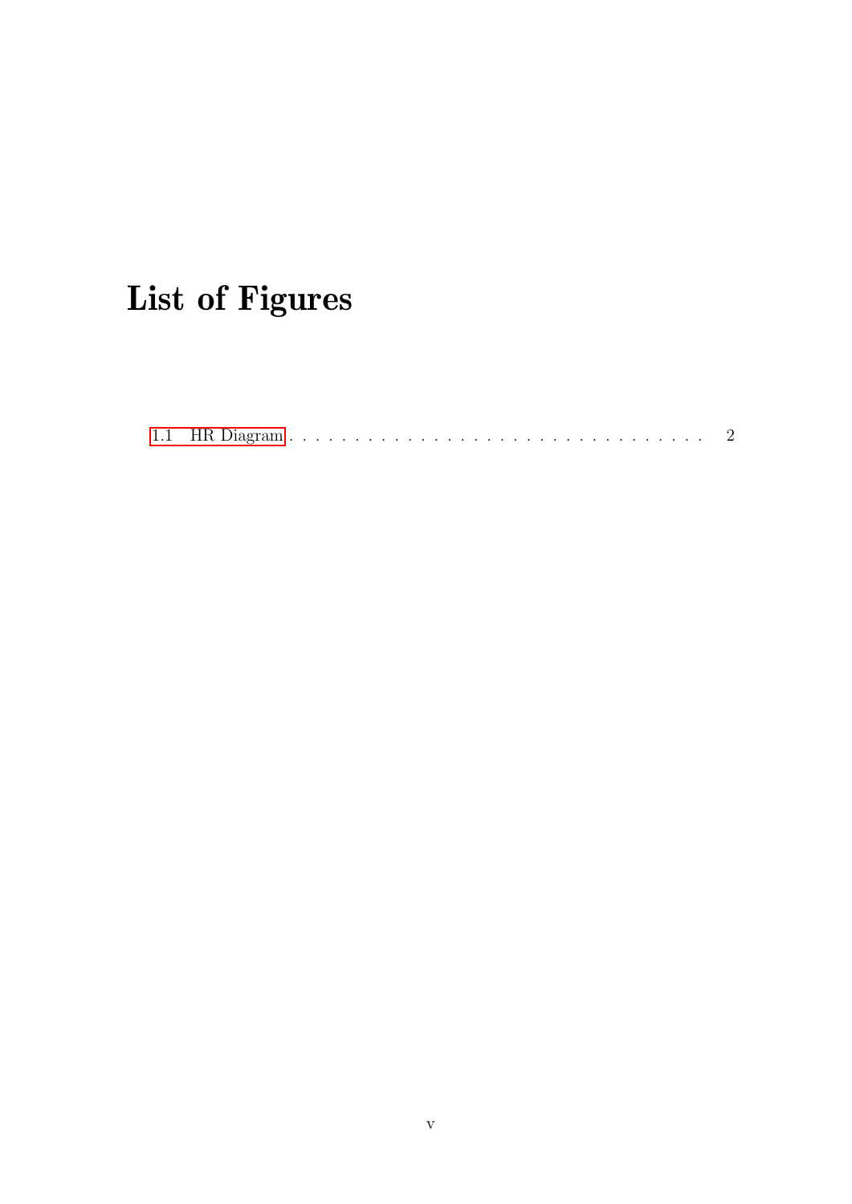# List of Figures

1.1 HR Diagram . . . . . . . . . . . . . . . . . . . . . . . . . . . . . . . . . . 2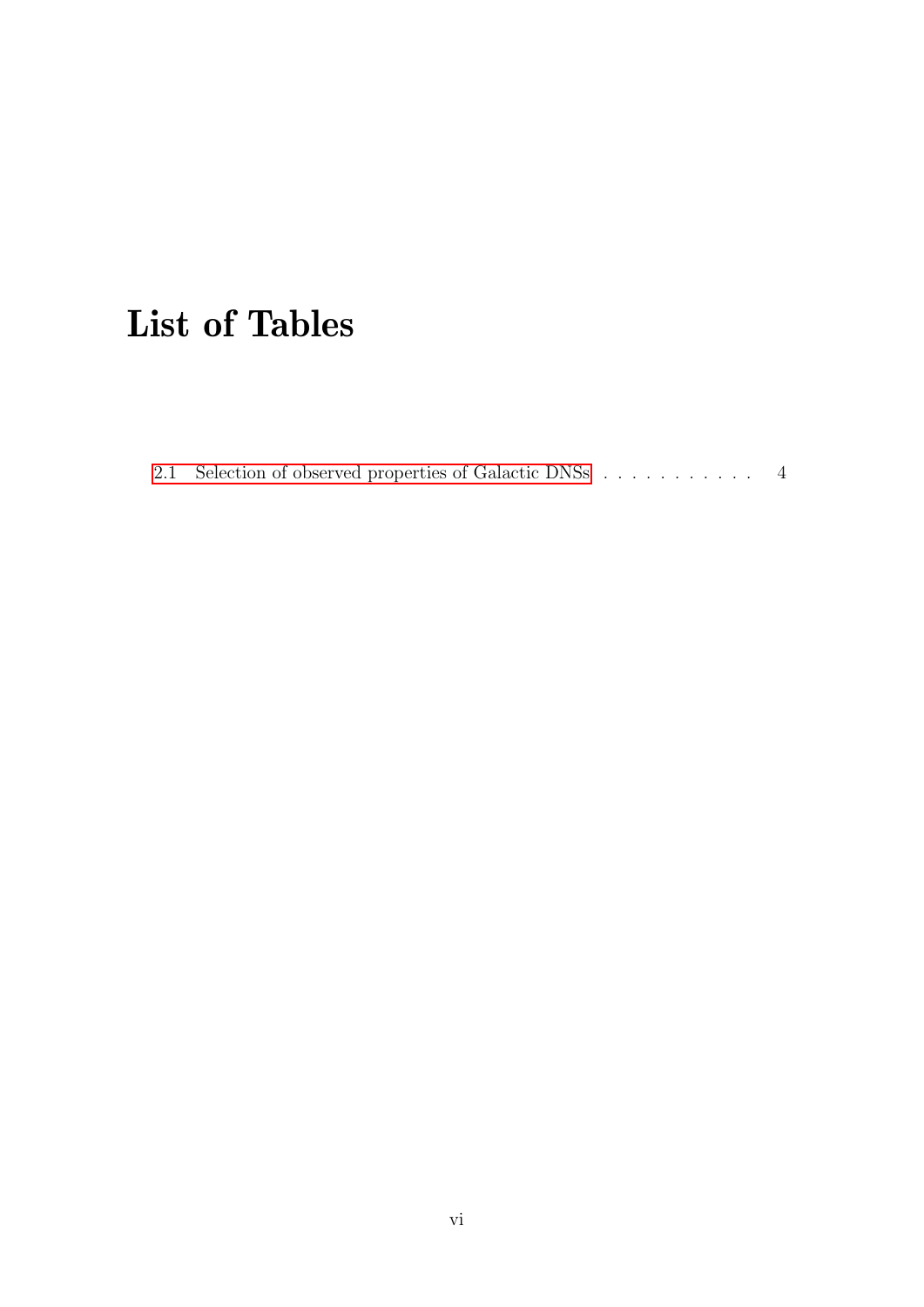# List of Tables

2.1 Selection of observed properties of Galactic DNSs . . . . . . . . . . . . 4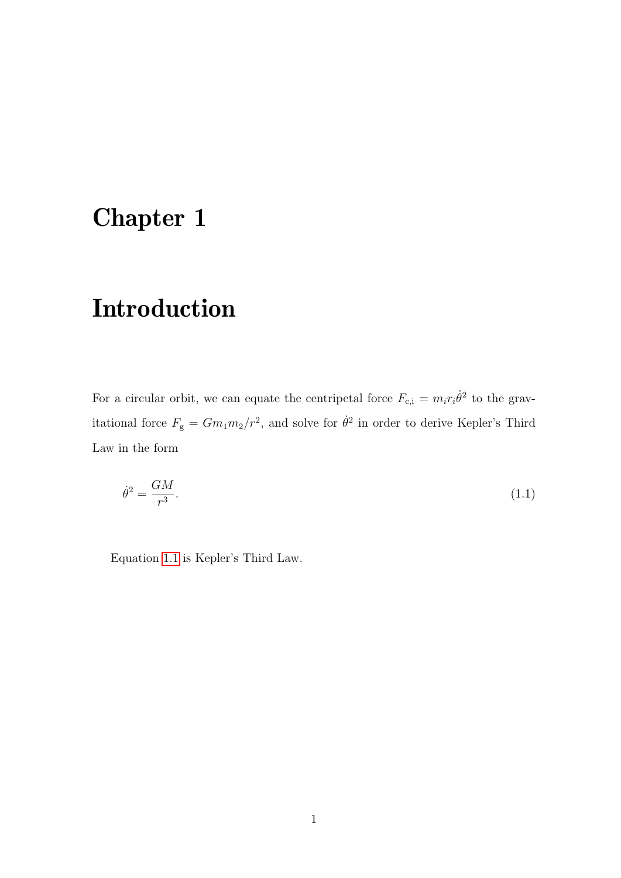# Chapter 1

# Introduction

For a circular orbit, we can equate the centripetal force $F_{\mathrm{c,i}} = m_i r_i \dot{\theta}^2$ to the gravitational force $F_{\mathrm{g}} = G m_1 m_2 / r^2$, and solve for $\dot{\theta}^2$ in order to derive Kepler's Third Law in the form

$$\dot{\theta}^2 = \frac{GM}{r^3}. \tag{1.1}$$

Equation 1.1 is Kepler's Third Law.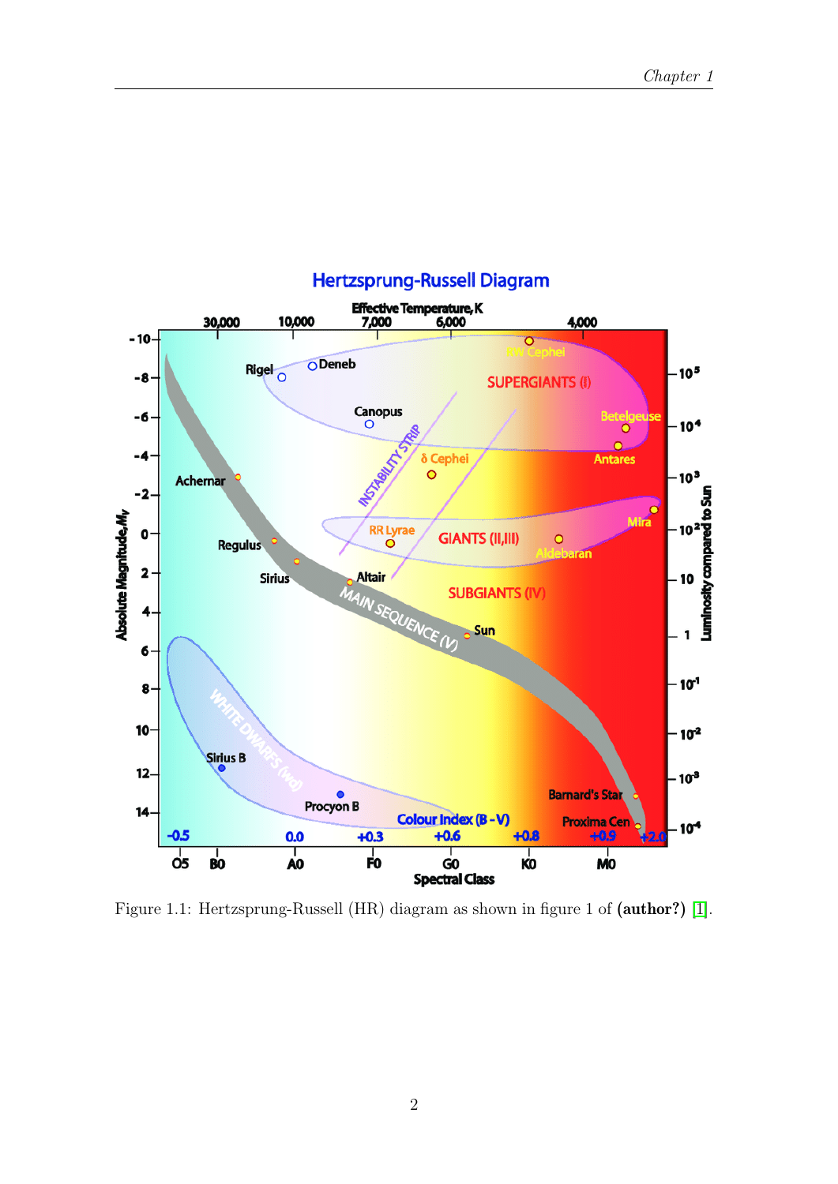Figure 1.1: Hertzsprung-Russell (HR) diagram as shown in figure 1 of **(author?)** [1].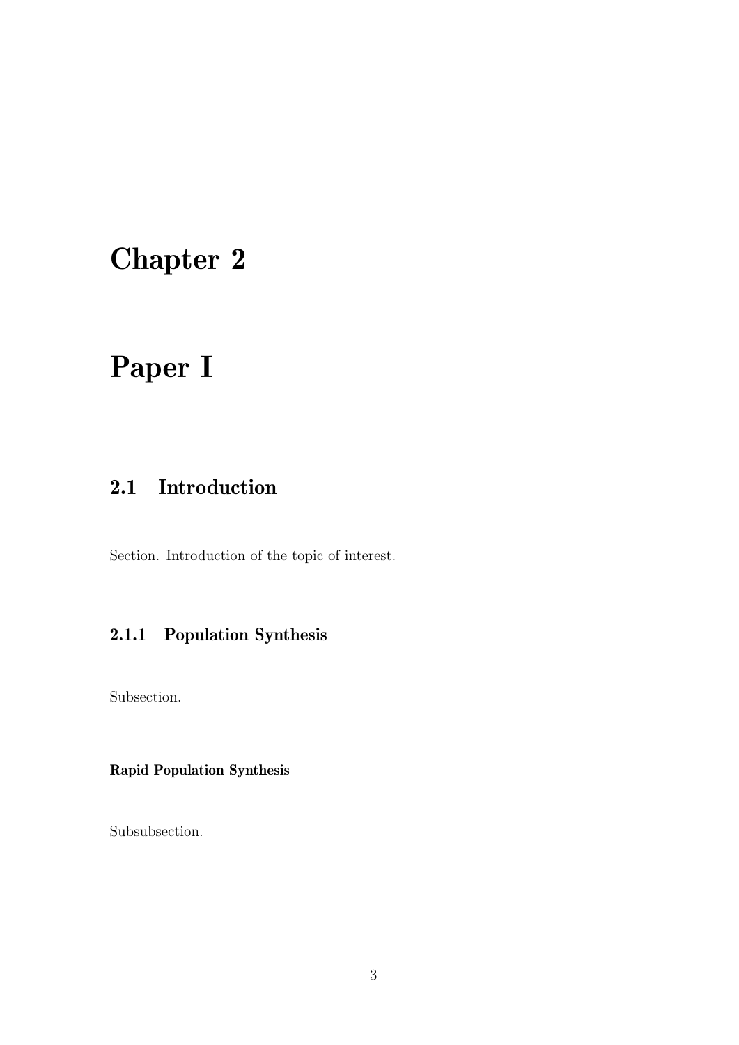# Chapter 2

# Paper I

## 2.1 Introduction

Section. Introduction of the topic of interest.

### 2.1.1 Population Synthesis

Subsection.

#### Rapid Population Synthesis

Subsubsection.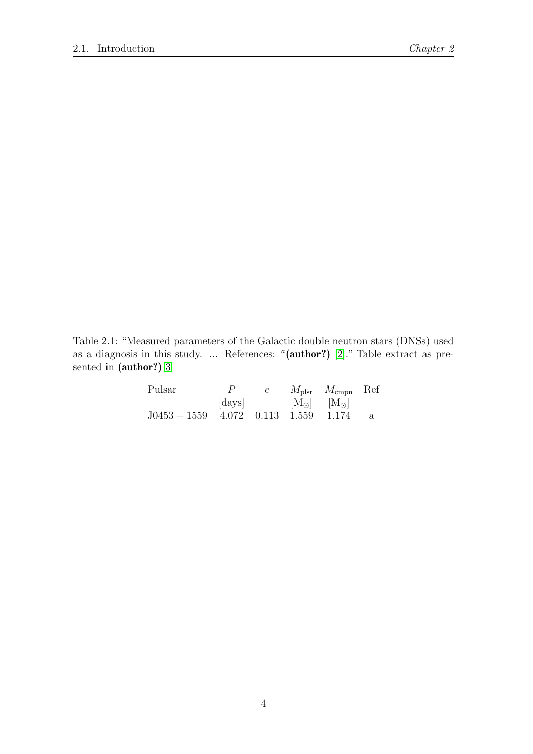Table 2.1: "Measured parameters of the Galactic double neutron stars (DNSs) used as a diagnosis in this study. ... References: [a]**(author?)** [2]." Table extract as presented in **(author?)** [3]

| Pulsar | $P$ [days] | $e$ | $M_{\mathrm{plsr}}$ [$\mathrm{M}_{\odot}$] | $M_{\mathrm{cmpn}}$ [$\mathrm{M}_{\odot}$] | Ref |
|---|---|---|---|---|---|
| $\mathrm{J}0453+1559$ | 4.072 | 0.113 | 1.559 | 1.174 | a |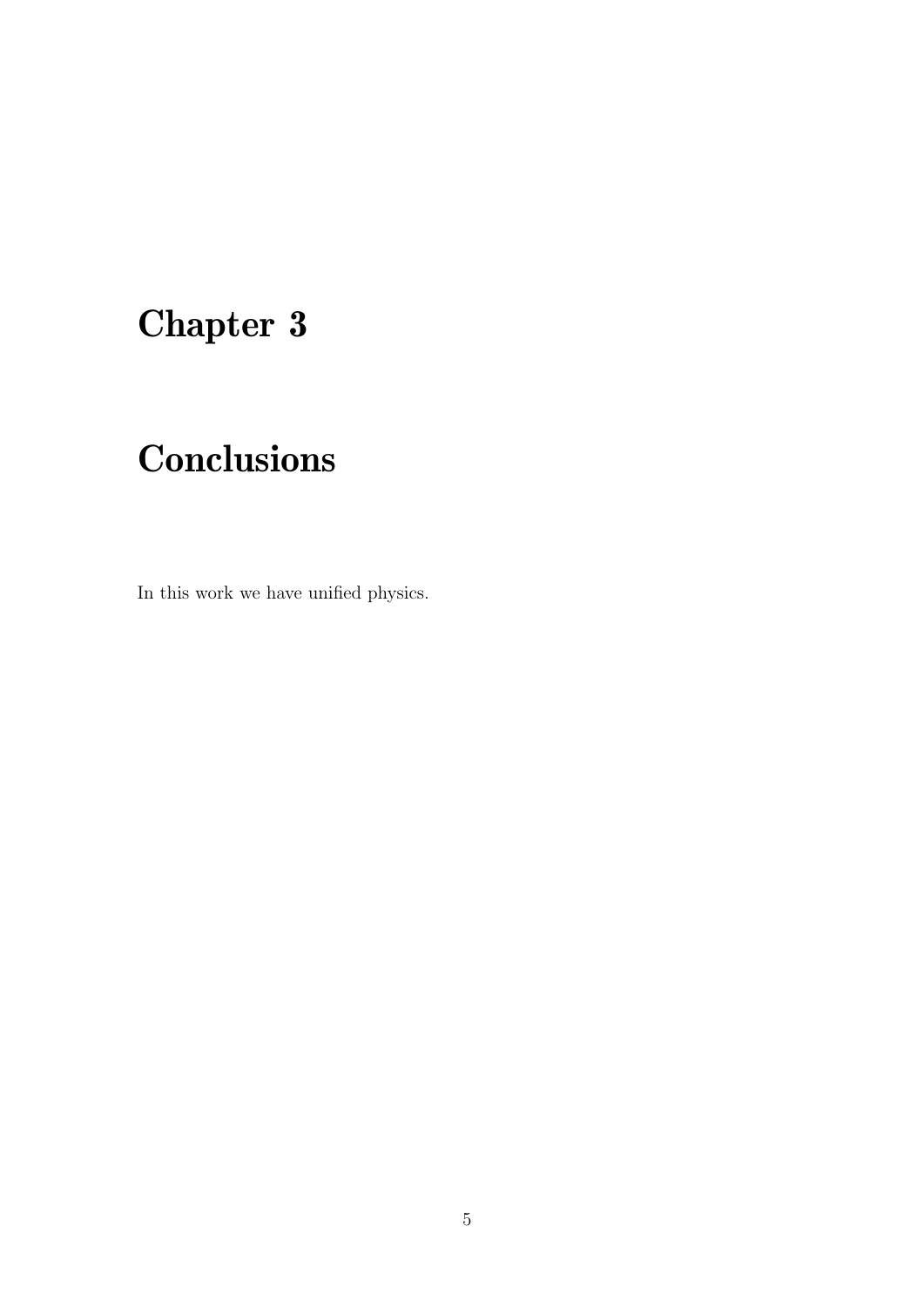# Chapter 3

# Conclusions

In this work we have unified physics.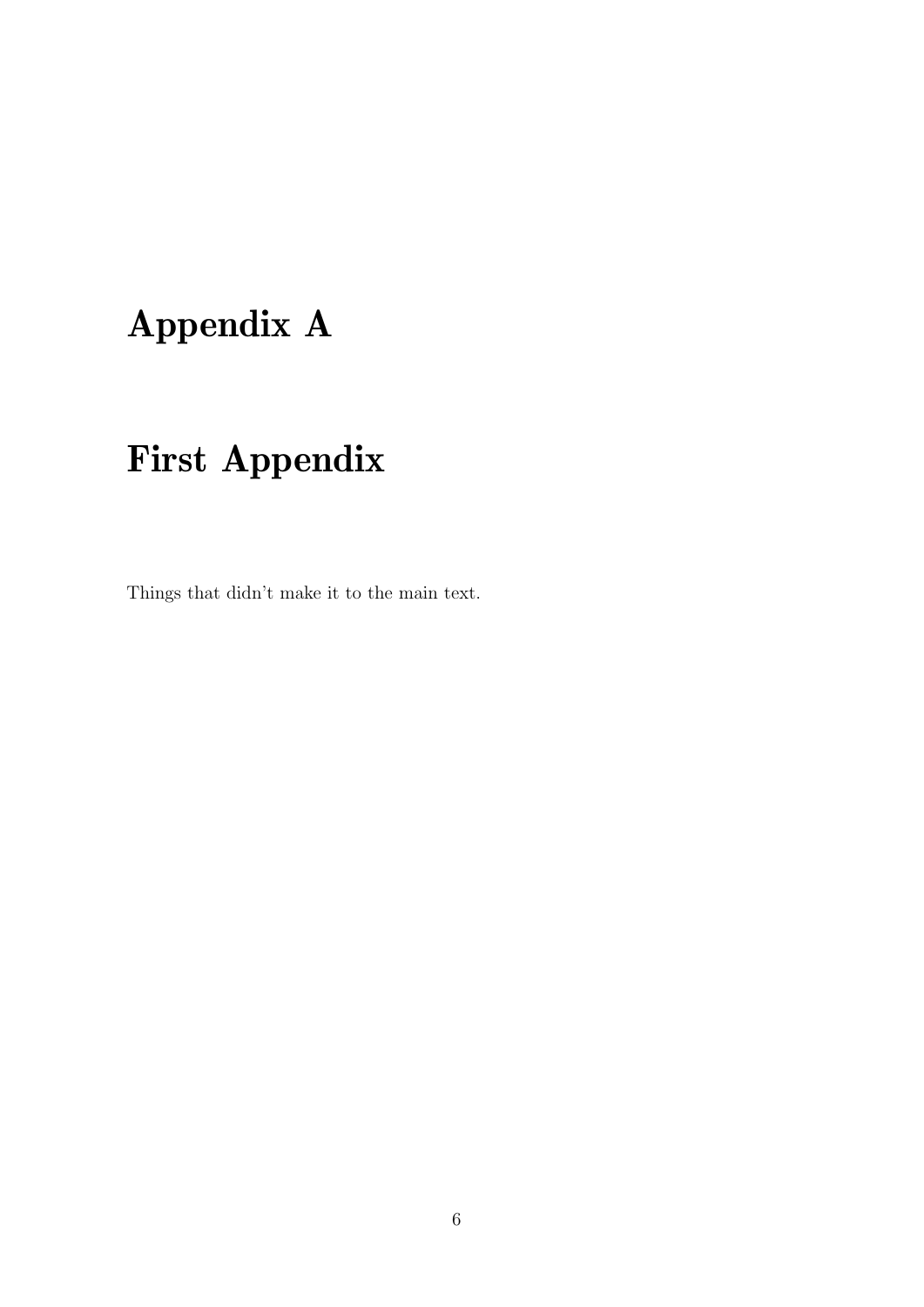# Appendix A

# First Appendix

Things that didn't make it to the main text.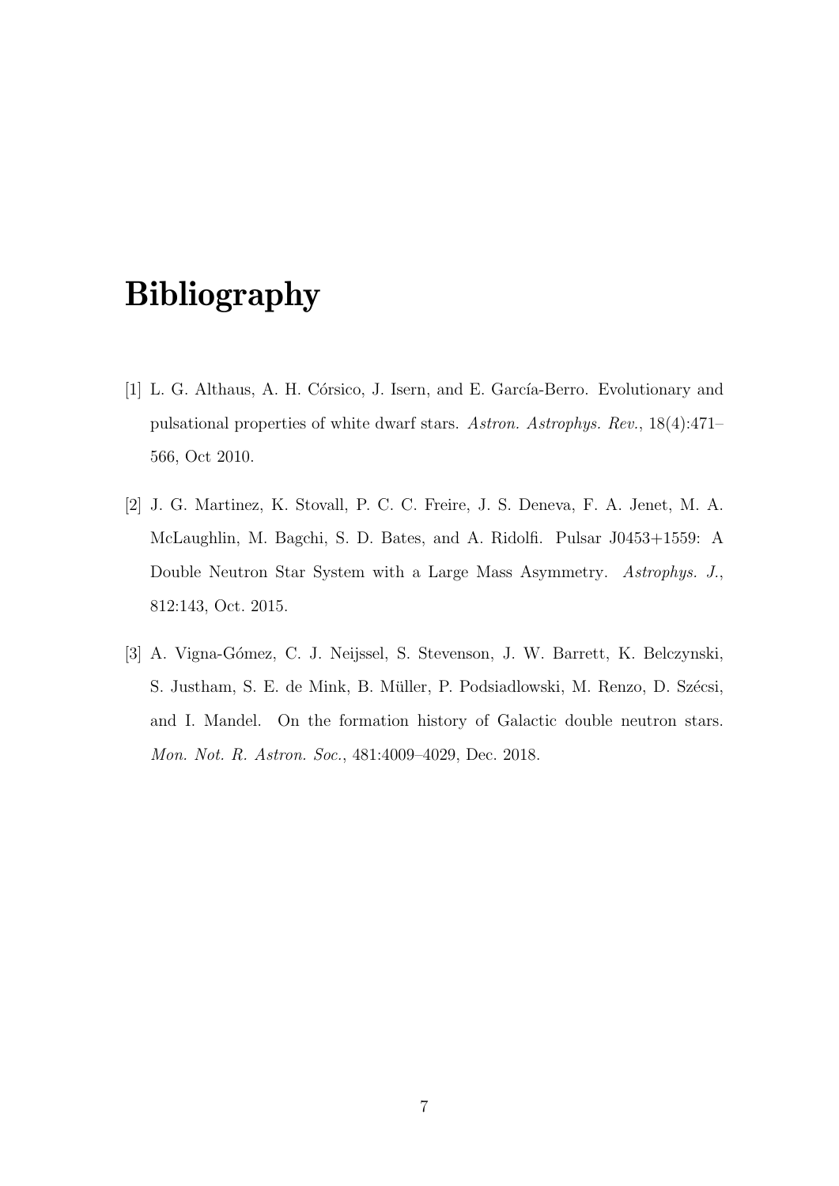# Bibliography

[1] L. G. Althaus, A. H. Córsico, J. Isern, and E. García-Berro. Evolutionary and pulsational properties of white dwarf stars. *Astron. Astrophys. Rev.*, 18(4):471–566, Oct 2010.

[2] J. G. Martinez, K. Stovall, P. C. C. Freire, J. S. Deneva, F. A. Jenet, M. A. McLaughlin, M. Bagchi, S. D. Bates, and A. Ridolfi. Pulsar J0453+1559: A Double Neutron Star System with a Large Mass Asymmetry. *Astrophys. J.*, 812:143, Oct. 2015.

[3] A. Vigna-Gómez, C. J. Neijssel, S. Stevenson, J. W. Barrett, K. Belczynski, S. Justham, S. E. de Mink, B. Müller, P. Podsiadlowski, M. Renzo, D. Szécsi, and I. Mandel. On the formation history of Galactic double neutron stars. *Mon. Not. R. Astron. Soc.*, 481:4009–4029, Dec. 2018.